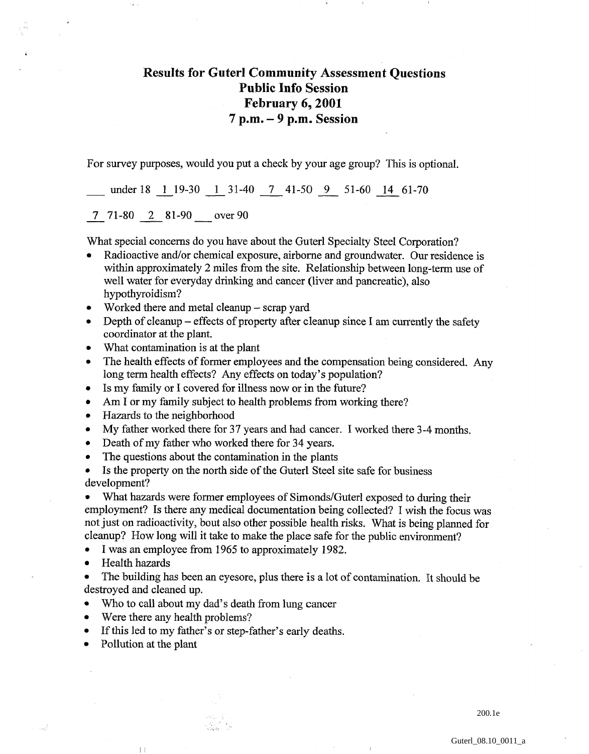# Results for Guterl Community Assessment Questions
# Public Info Session
# February 6, 2001
# 7 p.m. – 9 p.m. Session

For survey purposes, would you put a check by your age group? This is optional.

___ under 18 _1_ 19-30 _1_ 31-40 _7_ 41-50 _9_ 51-60 _14_ 61-70

_7_ 71-80 _2_ 81-90 ___ over 90

What special concerns do you have about the Guterl Specialty Steel Corporation?

- Radioactive and/or chemical exposure, airborne and groundwater. Our residence is within approximately 2 miles from the site. Relationship between long-term use of well water for everyday drinking and cancer (liver and pancreatic), also hypothyroidism?
- Worked there and metal cleanup – scrap yard
- Depth of cleanup – effects of property after cleanup since I am currently the safety coordinator at the plant.
- What contamination is at the plant
- The health effects of former employees and the compensation being considered. Any long term health effects? Any effects on today's population?
- Is my family or I covered for illness now or in the future?
- Am I or my family subject to health problems from working there?
- Hazards to the neighborhood
- My father worked there for 37 years and had cancer. I worked there 3-4 months.
- Death of my father who worked there for 34 years.
- The questions about the contamination in the plants
- Is the property on the north side of the Guterl Steel site safe for business development?
- What hazards were former employees of Simonds/Guterl exposed to during their employment? Is there any medical documentation being collected? I wish the focus was not just on radioactivity, bout also other possible health risks. What is being planned for cleanup? How long will it take to make the place safe for the public environment?
- I was an employee from 1965 to approximately 1982.
- Health hazards
- The building has been an eyesore, plus there is a lot of contamination. It should be destroyed and cleaned up.
- Who to call about my dad's death from lung cancer
- Were there any health problems?
- If this led to my father's or step-father's early deaths.
- Pollution at the plant

200.1e

Guterl_08.10_0011_a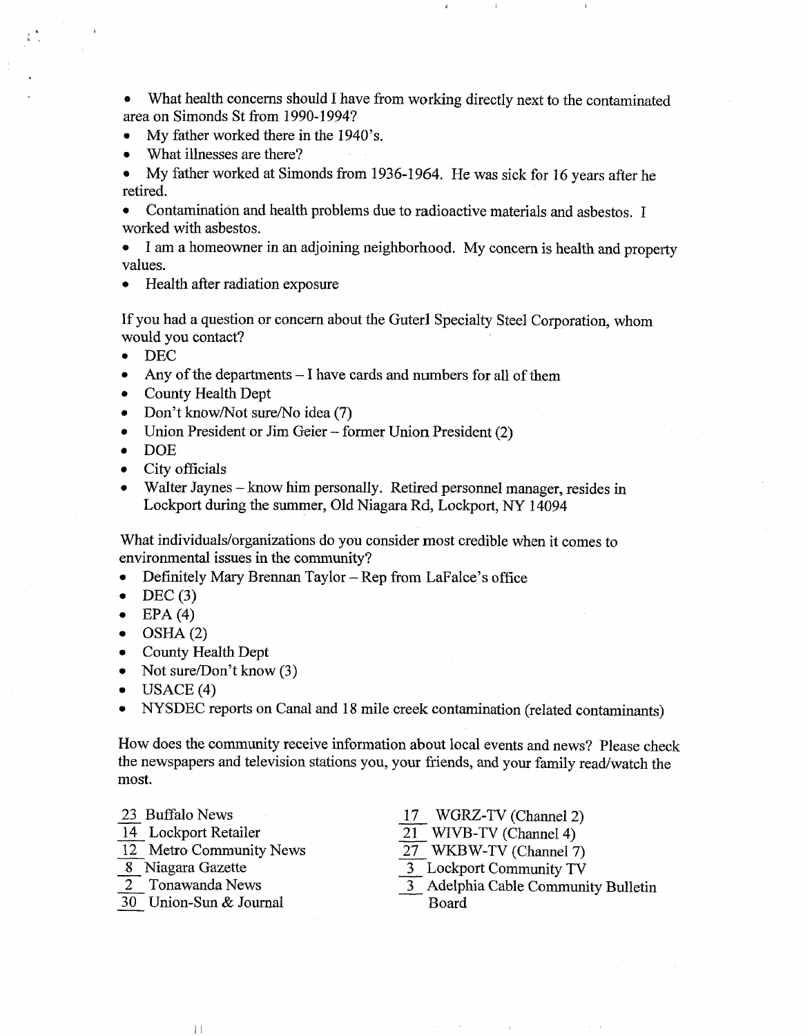- What health concerns should I have from working directly next to the contaminated area on Simonds St from 1990-1994?
- My father worked there in the 1940's.
- What illnesses are there?
- My father worked at Simonds from 1936-1964. He was sick for 16 years after he retired.
- Contamination and health problems due to radioactive materials and asbestos. I worked with asbestos.
- I am a homeowner in an adjoining neighborhood. My concern is health and property values.
- Health after radiation exposure

If you had a question or concern about the Guterl Specialty Steel Corporation, whom would you contact?

- DEC
- Any of the departments – I have cards and numbers for all of them
- County Health Dept
- Don't know/Not sure/No idea (7)
- Union President or Jim Geier – former Union President (2)
- DOE
- City officials
- Walter Jaynes – know him personally. Retired personnel manager, resides in Lockport during the summer, Old Niagara Rd, Lockport, NY 14094

What individuals/organizations do you consider most credible when it comes to environmental issues in the community?

- Definitely Mary Brennan Taylor – Rep from LaFalce's office
- DEC (3)
- EPA (4)
- OSHA (2)
- County Health Dept
- Not sure/Don't know (3)
- USACE (4)
- NYSDEC reports on Canal and 18 mile creek contamination (related contaminants)

How does the community receive information about local events and news? Please check the newspapers and television stations you, your friends, and your family read/watch the most.

23 Buffalo News
14 Lockport Retailer
12 Metro Community News
8 Niagara Gazette
2 Tonawanda News
30 Union-Sun & Journal

17 WGRZ-TV (Channel 2)
21 WIVB-TV (Channel 4)
27 WKBW-TV (Channel 7)
3 Lockport Community TV
3 Adelphia Cable Community Bulletin Board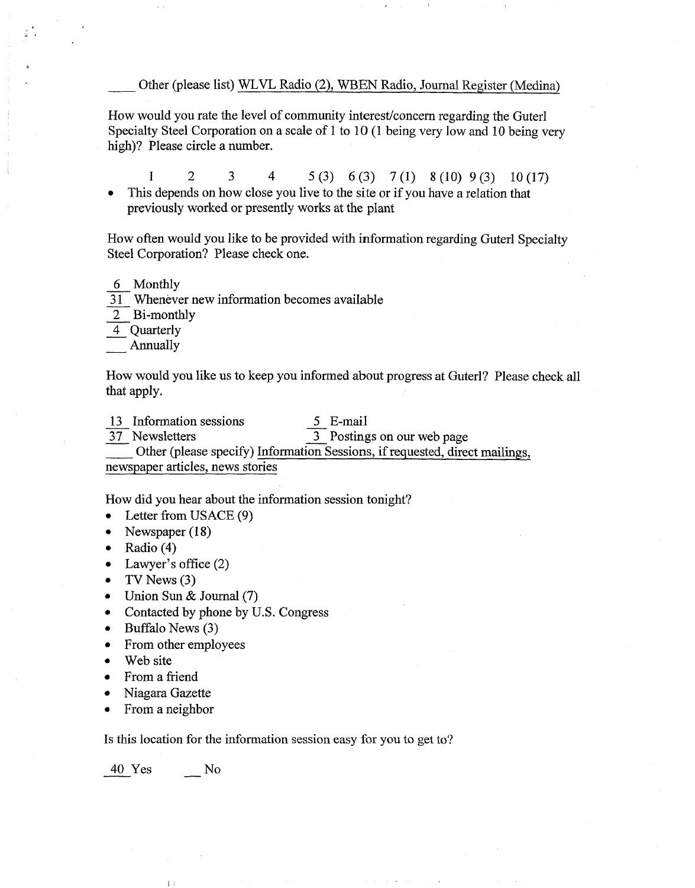\_\_\_\_ Other (please list) WLVL Radio (2), WBEN Radio, Journal Register (Medina)

How would you rate the level of community interest/concern regarding the Guterl Specialty Steel Corporation on a scale of 1 to 10 (1 being very low and 10 being very high)? Please circle a number.

1    2    3    4    5 (3)    6 (3)    7 (1)    8 (10)    9 (3)    10 (17)

- This depends on how close you live to the site or if you have a relation that previously worked or presently works at the plant

How often would you like to be provided with information regarding Guterl Specialty Steel Corporation? Please check one.

6 Monthly
31 Whenever new information becomes available
2 Bi-monthly
4 Quarterly
\_\_\_ Annually

How would you like us to keep you informed about progress at Guterl? Please check all that apply.

13 Information sessions    5 E-mail
37 Newsletters    3 Postings on our web page
\_\_\_\_ Other (please specify) Information Sessions, if requested, direct mailings, newspaper articles, news stories

How did you hear about the information session tonight?

- Letter from USACE (9)
- Newspaper (18)
- Radio (4)
- Lawyer's office (2)
- TV News (3)
- Union Sun & Journal (7)
- Contacted by phone by U.S. Congress
- Buffalo News (3)
- From other employees
- Web site
- From a friend
- Niagara Gazette
- From a neighbor

Is this location for the information session easy for you to get to?

40 Yes    \_\_ No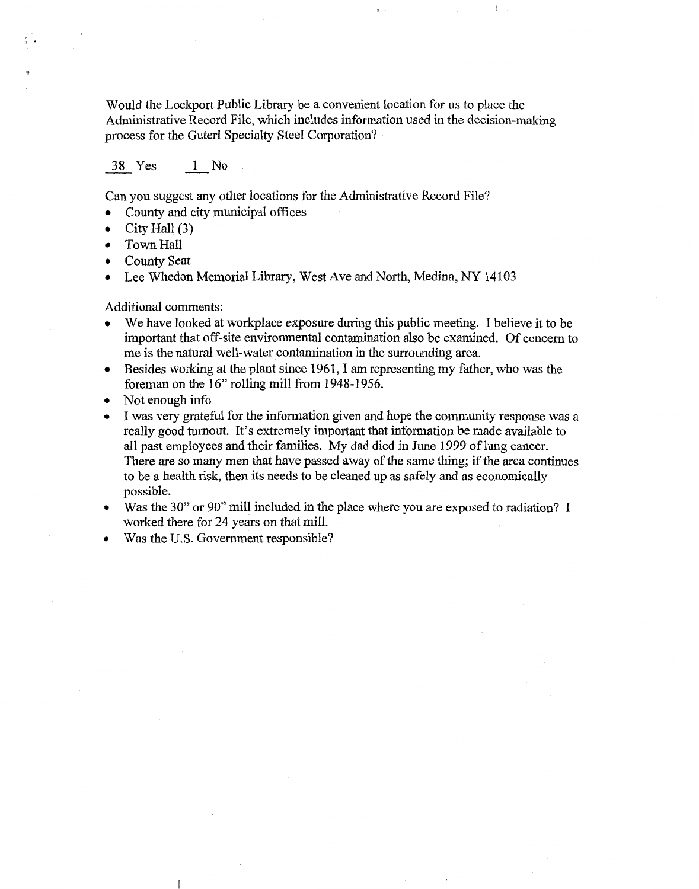Would the Lockport Public Library be a convenient location for us to place the Administrative Record File, which includes information used in the decision-making process for the Guterl Specialty Steel Corporation?

38 Yes    1 No

Can you suggest any other locations for the Administrative Record File?

- County and city municipal offices
- City Hall (3)
- Town Hall
- County Seat
- Lee Whedon Memorial Library, West Ave and North, Medina, NY 14103

Additional comments:

- We have looked at workplace exposure during this public meeting. I believe it to be important that off-site environmental contamination also be examined. Of concern to me is the natural well-water contamination in the surrounding area.
- Besides working at the plant since 1961, I am representing my father, who was the foreman on the 16" rolling mill from 1948-1956.
- Not enough info
- I was very grateful for the information given and hope the community response was a really good turnout. It's extremely important that information be made available to all past employees and their families. My dad died in June 1999 of lung cancer. There are so many men that have passed away of the same thing; if the area continues to be a health risk, then its needs to be cleaned up as safely and as economically possible.
- Was the 30" or 90" mill included in the place where you are exposed to radiation? I worked there for 24 years on that mill.
- Was the U.S. Government responsible?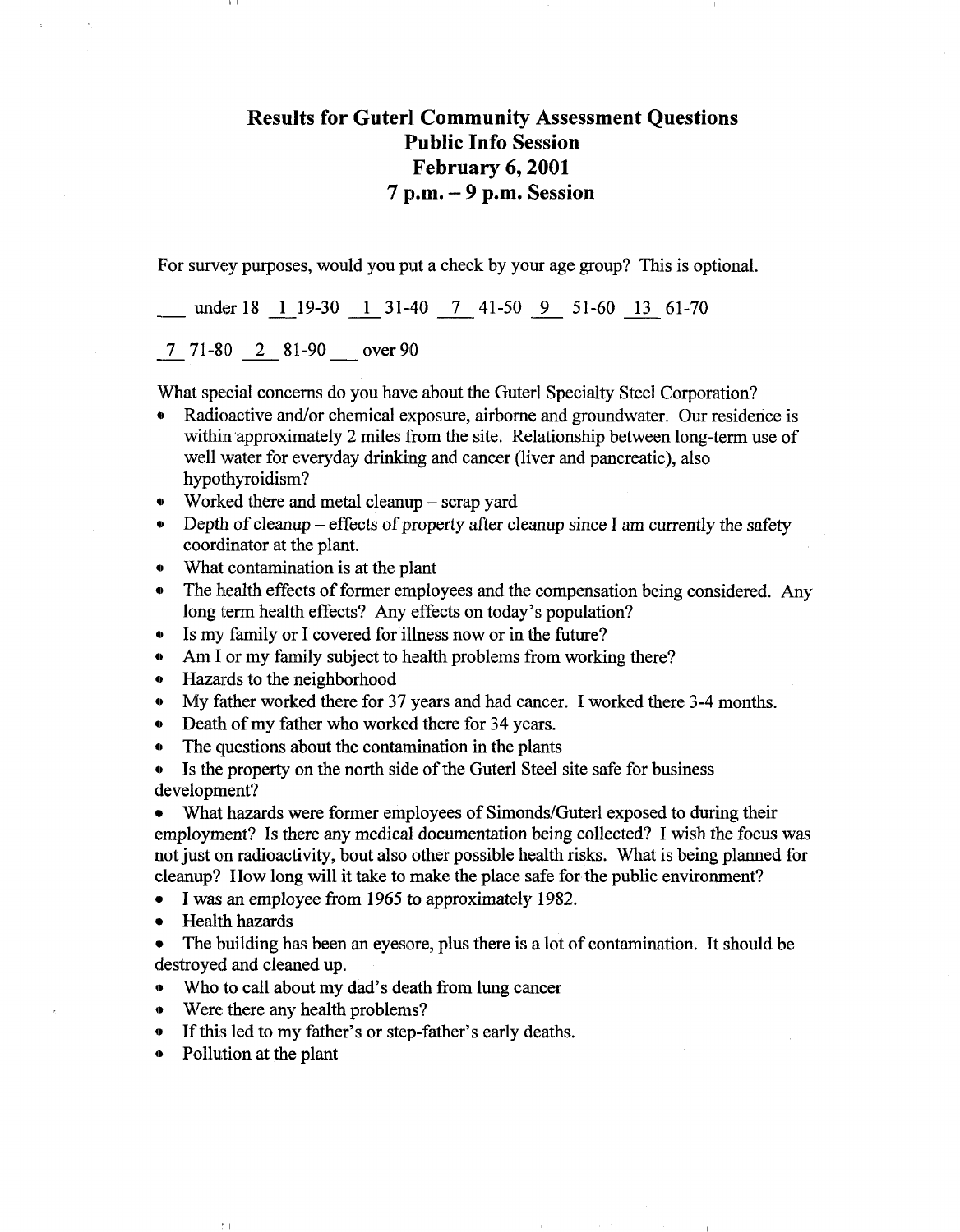# Results for Guterl Community Assessment Questions
## Public Info Session
## February 6, 2001
## 7 p.m. – 9 p.m. Session

For survey purposes, would you put a check by your age group? This is optional.

___ under 18 _1_ 19-30 _1_ 31-40 _7_ 41-50 _9_ 51-60 _13_ 61-70

_7_ 71-80 _2_ 81-90 ___ over 90

What special concerns do you have about the Guterl Specialty Steel Corporation?

- Radioactive and/or chemical exposure, airborne and groundwater. Our residence is within approximately 2 miles from the site. Relationship between long-term use of well water for everyday drinking and cancer (liver and pancreatic), also hypothyroidism?
- Worked there and metal cleanup – scrap yard
- Depth of cleanup – effects of property after cleanup since I am currently the safety coordinator at the plant.
- What contamination is at the plant
- The health effects of former employees and the compensation being considered. Any long term health effects? Any effects on today's population?
- Is my family or I covered for illness now or in the future?
- Am I or my family subject to health problems from working there?
- Hazards to the neighborhood
- My father worked there for 37 years and had cancer. I worked there 3-4 months.
- Death of my father who worked there for 34 years.
- The questions about the contamination in the plants
- Is the property on the north side of the Guterl Steel site safe for business development?
- What hazards were former employees of Simonds/Guterl exposed to during their employment? Is there any medical documentation being collected? I wish the focus was not just on radioactivity, bout also other possible health risks. What is being planned for cleanup? How long will it take to make the place safe for the public environment?
- I was an employee from 1965 to approximately 1982.
- Health hazards
- The building has been an eyesore, plus there is a lot of contamination. It should be destroyed and cleaned up.
- Who to call about my dad's death from lung cancer
- Were there any health problems?
- If this led to my father's or step-father's early deaths.
- Pollution at the plant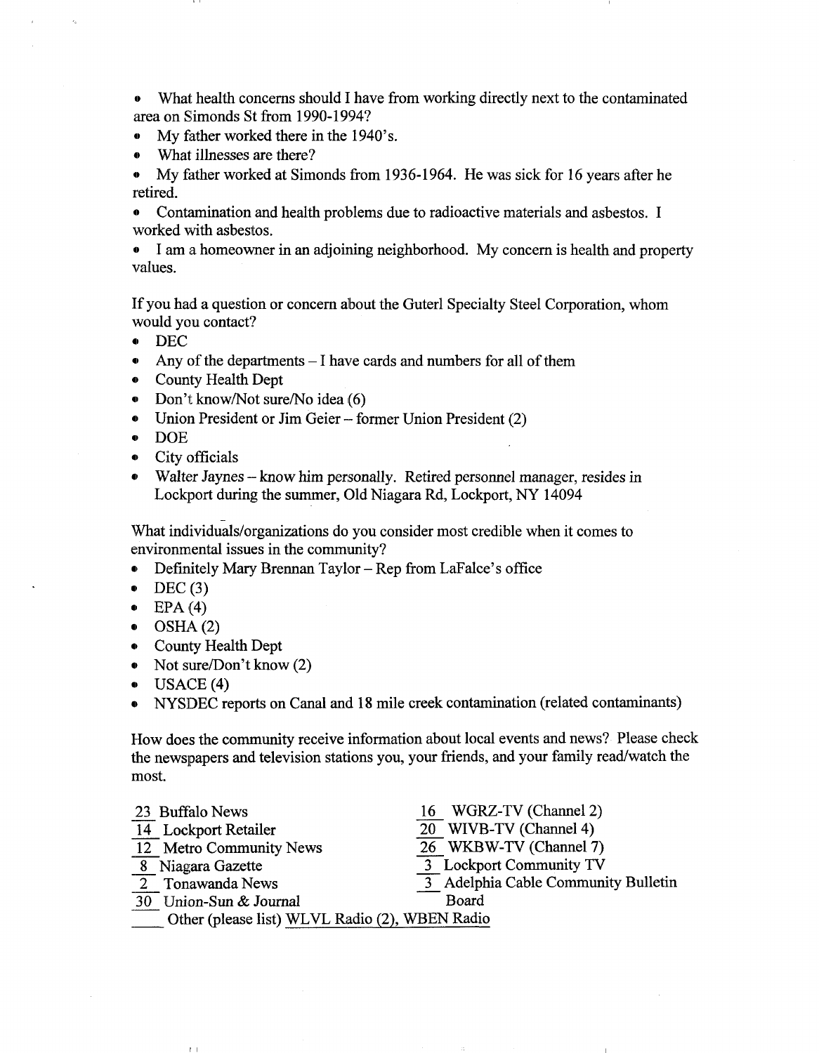- What health concerns should I have from working directly next to the contaminated area on Simonds St from 1990-1994?
- My father worked there in the 1940's.
- What illnesses are there?
- My father worked at Simonds from 1936-1964. He was sick for 16 years after he retired.
- Contamination and health problems due to radioactive materials and asbestos. I worked with asbestos.
- I am a homeowner in an adjoining neighborhood. My concern is health and property values.

If you had a question or concern about the Guterl Specialty Steel Corporation, whom would you contact?

- DEC
- Any of the departments – I have cards and numbers for all of them
- County Health Dept
- Don't know/Not sure/No idea (6)
- Union President or Jim Geier – former Union President (2)
- DOE
- City officials
- Walter Jaynes – know him personally. Retired personnel manager, resides in Lockport during the summer, Old Niagara Rd, Lockport, NY 14094

What individuals/organizations do you consider most credible when it comes to environmental issues in the community?

- Definitely Mary Brennan Taylor – Rep from LaFalce's office
- DEC (3)
- EPA (4)
- OSHA (2)
- County Health Dept
- Not sure/Don't know (2)
- USACE (4)
- NYSDEC reports on Canal and 18 mile creek contamination (related contaminants)

How does the community receive information about local events and news? Please check the newspapers and television stations you, your friends, and your family read/watch the most.

- 23 Buffalo News
- 14 Lockport Retailer
- 12 Metro Community News
- 8 Niagara Gazette
- 2 Tonawanda News
- 30 Union-Sun & Journal
- 16 WGRZ-TV (Channel 2)
- 20 WIVB-TV (Channel 4)
- 26 WKBW-TV (Channel 7)
- 3 Lockport Community TV
- 3 Adelphia Cable Community Bulletin Board
- ____ Other (please list) WLVL Radio (2), WBEN Radio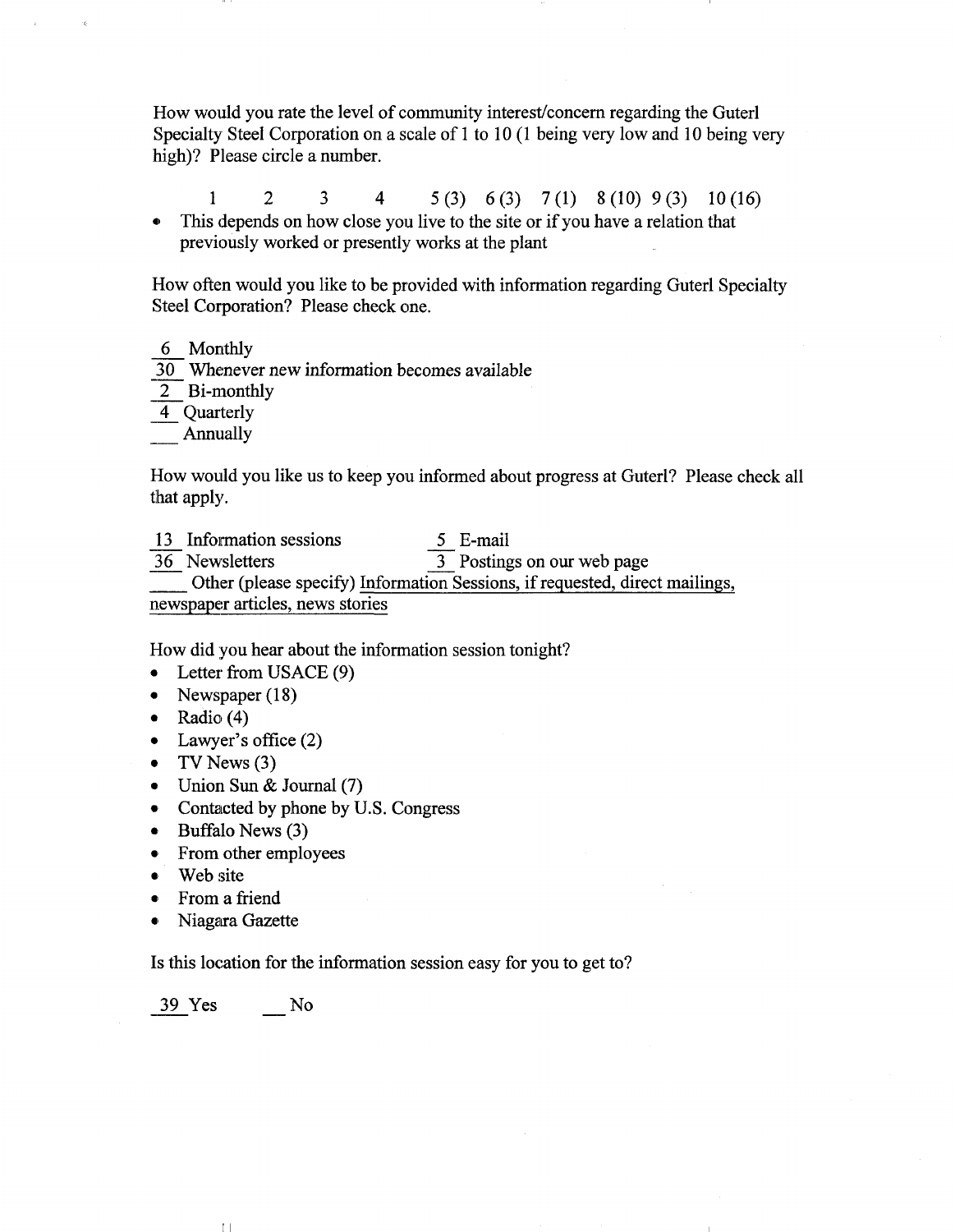How would you rate the level of community interest/concern regarding the Guterl Specialty Steel Corporation on a scale of 1 to 10 (1 being very low and 10 being very high)? Please circle a number.

1    2    3    4    5 (3)    6 (3)    7 (1)    8 (10)    9 (3)    10 (16)

- This depends on how close you live to the site or if you have a relation that previously worked or presently works at the plant

How often would you like to be provided with information regarding Guterl Specialty Steel Corporation? Please check one.

_6_ Monthly
_30_ Whenever new information becomes available
_2_ Bi-monthly
_4_ Quarterly
___ Annually

How would you like us to keep you informed about progress at Guterl? Please check all that apply.

_13_ Information sessions    _5_ E-mail
_36_ Newsletters    _3_ Postings on our web page
____ Other (please specify) Information Sessions, if requested, direct mailings, newspaper articles, news stories

How did you hear about the information session tonight?

- Letter from USACE (9)
- Newspaper (18)
- Radio (4)
- Lawyer's office (2)
- TV News (3)
- Union Sun & Journal (7)
- Contacted by phone by U.S. Congress
- Buffalo News (3)
- From other employees
- Web site
- From a friend
- Niagara Gazette

Is this location for the information session easy for you to get to?

_39_ Yes    ___ No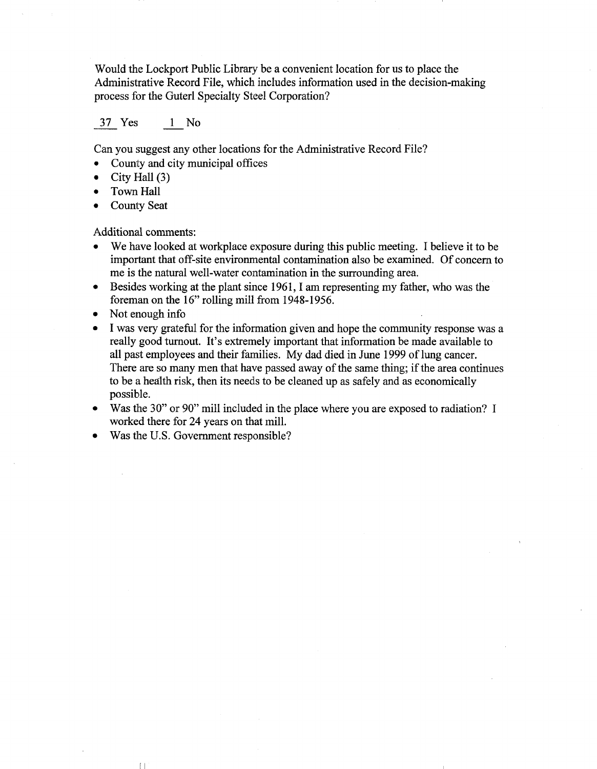Would the Lockport Public Library be a convenient location for us to place the Administrative Record File, which includes information used in the decision-making process for the Guterl Specialty Steel Corporation?

37 Yes 1 No

Can you suggest any other locations for the Administrative Record File?

- County and city municipal offices
- City Hall (3)
- Town Hall
- County Seat

Additional comments:

- We have looked at workplace exposure during this public meeting. I believe it to be important that off-site environmental contamination also be examined. Of concern to me is the natural well-water contamination in the surrounding area.
- Besides working at the plant since 1961, I am representing my father, who was the foreman on the 16" rolling mill from 1948-1956.
- Not enough info
- I was very grateful for the information given and hope the community response was a really good turnout. It's extremely important that information be made available to all past employees and their families. My dad died in June 1999 of lung cancer. There are so many men that have passed away of the same thing; if the area continues to be a health risk, then its needs to be cleaned up as safely and as economically possible.
- Was the 30" or 90" mill included in the place where you are exposed to radiation? I worked there for 24 years on that mill.
- Was the U.S. Government responsible?